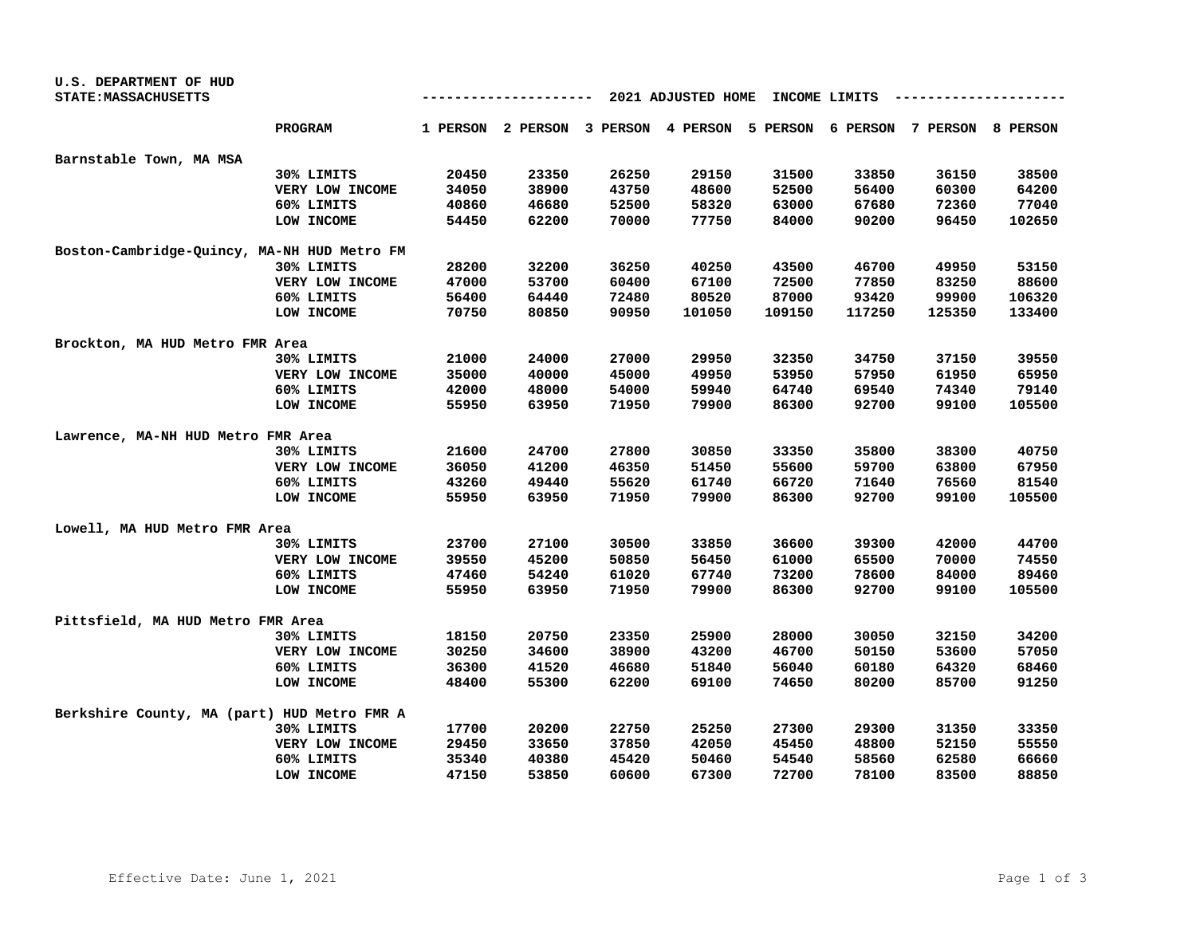U.S. DEPARTMENT OF HUD
STATE:MASSACHUSETTS

## 2021 ADJUSTED HOME INCOME LIMITS

| | PROGRAM | 1 PERSON | 2 PERSON | 3 PERSON | 4 PERSON | 5 PERSON | 6 PERSON | 7 PERSON | 8 PERSON |
|---|---|---|---|---|---|---|---|---|---|
| Barnstable Town, MA MSA | | | | | | | | | |
| | 30% LIMITS | 20450 | 23350 | 26250 | 29150 | 31500 | 33850 | 36150 | 38500 |
| | VERY LOW INCOME | 34050 | 38900 | 43750 | 48600 | 52500 | 56400 | 60300 | 64200 |
| | 60% LIMITS | 40860 | 46680 | 52500 | 58320 | 63000 | 67680 | 72360 | 77040 |
| | LOW INCOME | 54450 | 62200 | 70000 | 77750 | 84000 | 90200 | 96450 | 102650 |
| Boston-Cambridge-Quincy, MA-NH HUD Metro FM | | | | | | | | | |
| | 30% LIMITS | 28200 | 32200 | 36250 | 40250 | 43500 | 46700 | 49950 | 53150 |
| | VERY LOW INCOME | 47000 | 53700 | 60400 | 67100 | 72500 | 77850 | 83250 | 88600 |
| | 60% LIMITS | 56400 | 64440 | 72480 | 80520 | 87000 | 93420 | 99900 | 106320 |
| | LOW INCOME | 70750 | 80850 | 90950 | 101050 | 109150 | 117250 | 125350 | 133400 |
| Brockton, MA HUD Metro FMR Area | | | | | | | | | |
| | 30% LIMITS | 21000 | 24000 | 27000 | 29950 | 32350 | 34750 | 37150 | 39550 |
| | VERY LOW INCOME | 35000 | 40000 | 45000 | 49950 | 53950 | 57950 | 61950 | 65950 |
| | 60% LIMITS | 42000 | 48000 | 54000 | 59940 | 64740 | 69540 | 74340 | 79140 |
| | LOW INCOME | 55950 | 63950 | 71950 | 79900 | 86300 | 92700 | 99100 | 105500 |
| Lawrence, MA-NH HUD Metro FMR Area | | | | | | | | | |
| | 30% LIMITS | 21600 | 24700 | 27800 | 30850 | 33350 | 35800 | 38300 | 40750 |
| | VERY LOW INCOME | 36050 | 41200 | 46350 | 51450 | 55600 | 59700 | 63800 | 67950 |
| | 60% LIMITS | 43260 | 49440 | 55620 | 61740 | 66720 | 71640 | 76560 | 81540 |
| | LOW INCOME | 55950 | 63950 | 71950 | 79900 | 86300 | 92700 | 99100 | 105500 |
| Lowell, MA HUD Metro FMR Area | | | | | | | | | |
| | 30% LIMITS | 23700 | 27100 | 30500 | 33850 | 36600 | 39300 | 42000 | 44700 |
| | VERY LOW INCOME | 39550 | 45200 | 50850 | 56450 | 61000 | 65500 | 70000 | 74550 |
| | 60% LIMITS | 47460 | 54240 | 61020 | 67740 | 73200 | 78600 | 84000 | 89460 |
| | LOW INCOME | 55950 | 63950 | 71950 | 79900 | 86300 | 92700 | 99100 | 105500 |
| Pittsfield, MA HUD Metro FMR Area | | | | | | | | | |
| | 30% LIMITS | 18150 | 20750 | 23350 | 25900 | 28000 | 30050 | 32150 | 34200 |
| | VERY LOW INCOME | 30250 | 34600 | 38900 | 43200 | 46700 | 50150 | 53600 | 57050 |
| | 60% LIMITS | 36300 | 41520 | 46680 | 51840 | 56040 | 60180 | 64320 | 68460 |
| | LOW INCOME | 48400 | 55300 | 62200 | 69100 | 74650 | 80200 | 85700 | 91250 |
| Berkshire County, MA (part) HUD Metro FMR A | | | | | | | | | |
| | 30% LIMITS | 17700 | 20200 | 22750 | 25250 | 27300 | 29300 | 31350 | 33350 |
| | VERY LOW INCOME | 29450 | 33650 | 37850 | 42050 | 45450 | 48800 | 52150 | 55550 |
| | 60% LIMITS | 35340 | 40380 | 45420 | 50460 | 54540 | 58560 | 62580 | 66660 |
| | LOW INCOME | 47150 | 53850 | 60600 | 67300 | 72700 | 78100 | 83500 | 88850 |

Effective Date: June 1, 2021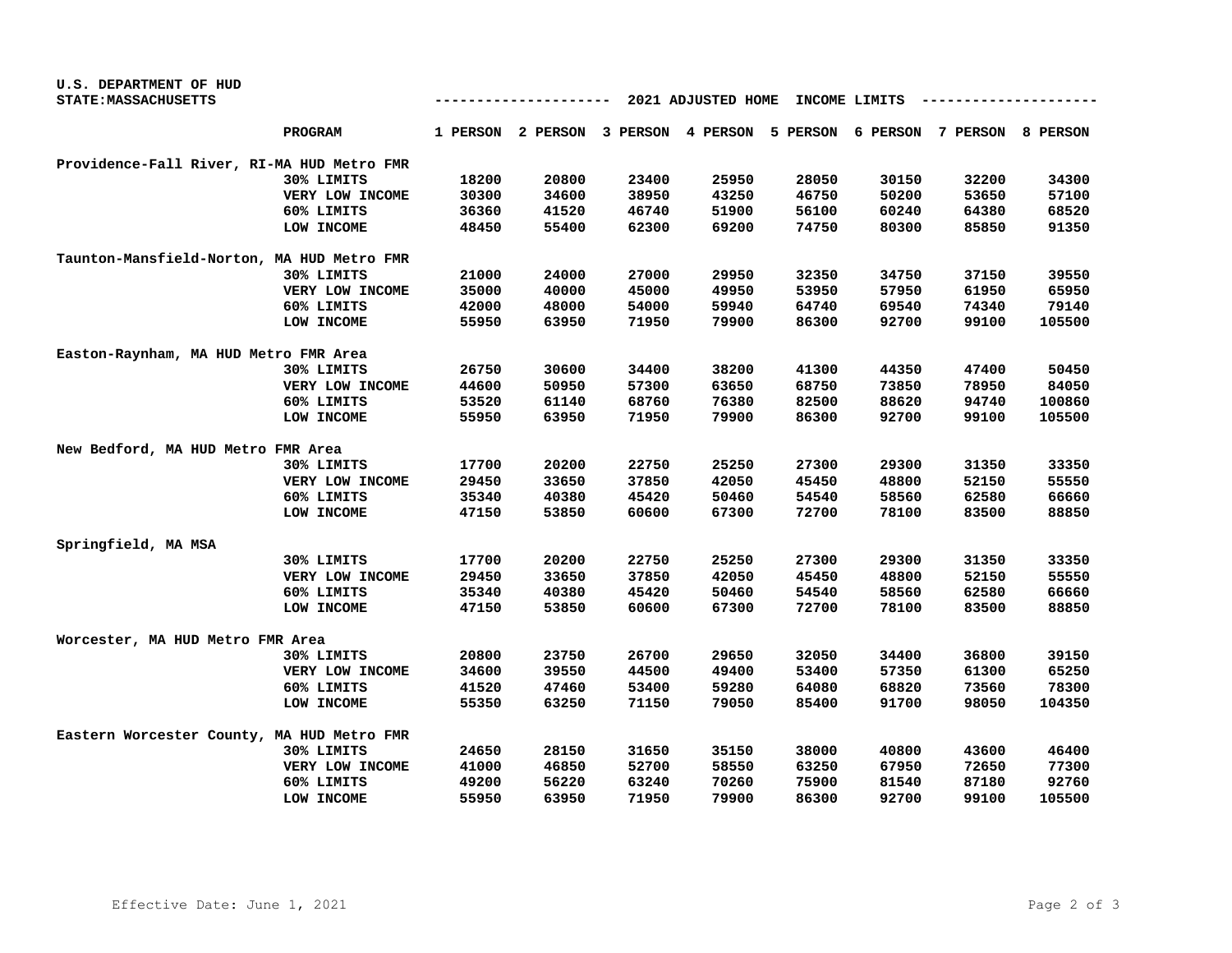U.S. DEPARTMENT OF HUD
STATE:MASSACHUSETTS

2021 ADJUSTED HOME INCOME LIMITS

| | PROGRAM | 1 PERSON | 2 PERSON | 3 PERSON | 4 PERSON | 5 PERSON | 6 PERSON | 7 PERSON | 8 PERSON |
|---|---|---|---|---|---|---|---|---|---|
| Providence-Fall River, RI-MA HUD Metro FMR | | | | | | | | | |
| | 30% LIMITS | 18200 | 20800 | 23400 | 25950 | 28050 | 30150 | 32200 | 34300 |
| | VERY LOW INCOME | 30300 | 34600 | 38950 | 43250 | 46750 | 50200 | 53650 | 57100 |
| | 60% LIMITS | 36360 | 41520 | 46740 | 51900 | 56100 | 60240 | 64380 | 68520 |
| | LOW INCOME | 48450 | 55400 | 62300 | 69200 | 74750 | 80300 | 85850 | 91350 |
| Taunton-Mansfield-Norton, MA HUD Metro FMR | | | | | | | | | |
| | 30% LIMITS | 21000 | 24000 | 27000 | 29950 | 32350 | 34750 | 37150 | 39550 |
| | VERY LOW INCOME | 35000 | 40000 | 45000 | 49950 | 53950 | 57950 | 61950 | 65950 |
| | 60% LIMITS | 42000 | 48000 | 54000 | 59940 | 64740 | 69540 | 74340 | 79140 |
| | LOW INCOME | 55950 | 63950 | 71950 | 79900 | 86300 | 92700 | 99100 | 105500 |
| Easton-Raynham, MA HUD Metro FMR Area | | | | | | | | | |
| | 30% LIMITS | 26750 | 30600 | 34400 | 38200 | 41300 | 44350 | 47400 | 50450 |
| | VERY LOW INCOME | 44600 | 50950 | 57300 | 63650 | 68750 | 73850 | 78950 | 84050 |
| | 60% LIMITS | 53520 | 61140 | 68760 | 76380 | 82500 | 88620 | 94740 | 100860 |
| | LOW INCOME | 55950 | 63950 | 71950 | 79900 | 86300 | 92700 | 99100 | 105500 |
| New Bedford, MA HUD Metro FMR Area | | | | | | | | | |
| | 30% LIMITS | 17700 | 20200 | 22750 | 25250 | 27300 | 29300 | 31350 | 33350 |
| | VERY LOW INCOME | 29450 | 33650 | 37850 | 42050 | 45450 | 48800 | 52150 | 55550 |
| | 60% LIMITS | 35340 | 40380 | 45420 | 50460 | 54540 | 58560 | 62580 | 66660 |
| | LOW INCOME | 47150 | 53850 | 60600 | 67300 | 72700 | 78100 | 83500 | 88850 |
| Springfield, MA MSA | | | | | | | | | |
| | 30% LIMITS | 17700 | 20200 | 22750 | 25250 | 27300 | 29300 | 31350 | 33350 |
| | VERY LOW INCOME | 29450 | 33650 | 37850 | 42050 | 45450 | 48800 | 52150 | 55550 |
| | 60% LIMITS | 35340 | 40380 | 45420 | 50460 | 54540 | 58560 | 62580 | 66660 |
| | LOW INCOME | 47150 | 53850 | 60600 | 67300 | 72700 | 78100 | 83500 | 88850 |
| Worcester, MA HUD Metro FMR Area | | | | | | | | | |
| | 30% LIMITS | 20800 | 23750 | 26700 | 29650 | 32050 | 34400 | 36800 | 39150 |
| | VERY LOW INCOME | 34600 | 39550 | 44500 | 49400 | 53400 | 57350 | 61300 | 65250 |
| | 60% LIMITS | 41520 | 47460 | 53400 | 59280 | 64080 | 68820 | 73560 | 78300 |
| | LOW INCOME | 55350 | 63250 | 71150 | 79050 | 85400 | 91700 | 98050 | 104350 |
| Eastern Worcester County, MA HUD Metro FMR | | | | | | | | | |
| | 30% LIMITS | 24650 | 28150 | 31650 | 35150 | 38000 | 40800 | 43600 | 46400 |
| | VERY LOW INCOME | 41000 | 46850 | 52700 | 58550 | 63250 | 67950 | 72650 | 77300 |
| | 60% LIMITS | 49200 | 56220 | 63240 | 70260 | 75900 | 81540 | 87180 | 92760 |
| | LOW INCOME | 55950 | 63950 | 71950 | 79900 | 86300 | 92700 | 99100 | 105500 |

Effective Date: June 1, 2021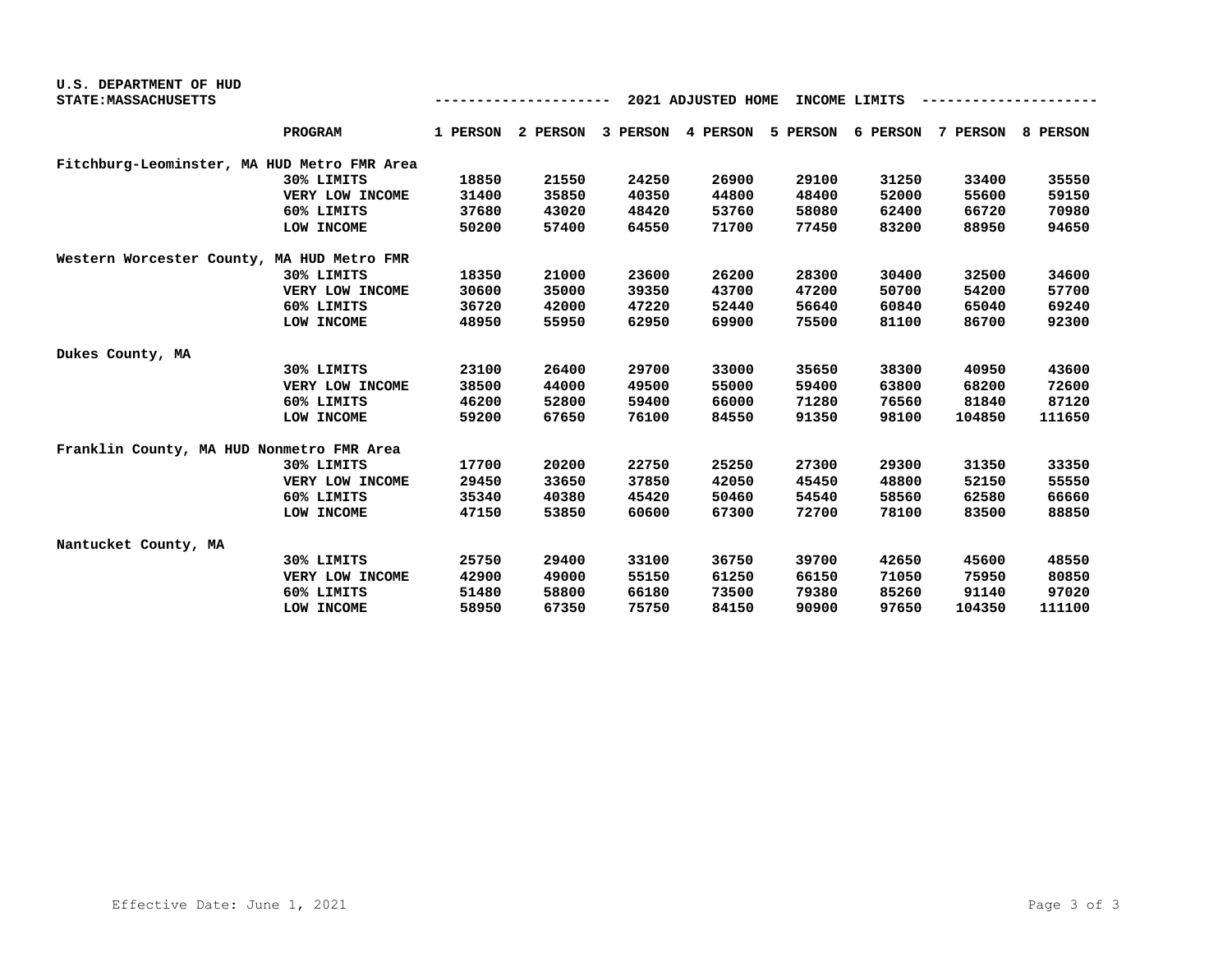U.S. DEPARTMENT OF HUD
STATE:MASSACHUSETTS

## 2021 ADJUSTED HOME INCOME LIMITS

| | PROGRAM | 1 PERSON | 2 PERSON | 3 PERSON | 4 PERSON | 5 PERSON | 6 PERSON | 7 PERSON | 8 PERSON |
|---|---|---|---|---|---|---|---|---|---|
| Fitchburg-Leominster, MA HUD Metro FMR Area | | | | | | | | | |
| | 30% LIMITS | 18850 | 21550 | 24250 | 26900 | 29100 | 31250 | 33400 | 35550 |
| | VERY LOW INCOME | 31400 | 35850 | 40350 | 44800 | 48400 | 52000 | 55600 | 59150 |
| | 60% LIMITS | 37680 | 43020 | 48420 | 53760 | 58080 | 62400 | 66720 | 70980 |
| | LOW INCOME | 50200 | 57400 | 64550 | 71700 | 77450 | 83200 | 88950 | 94650 |
| Western Worcester County, MA HUD Metro FMR | | | | | | | | | |
| | 30% LIMITS | 18350 | 21000 | 23600 | 26200 | 28300 | 30400 | 32500 | 34600 |
| | VERY LOW INCOME | 30600 | 35000 | 39350 | 43700 | 47200 | 50700 | 54200 | 57700 |
| | 60% LIMITS | 36720 | 42000 | 47220 | 52440 | 56640 | 60840 | 65040 | 69240 |
| | LOW INCOME | 48950 | 55950 | 62950 | 69900 | 75500 | 81100 | 86700 | 92300 |
| Dukes County, MA | | | | | | | | | |
| | 30% LIMITS | 23100 | 26400 | 29700 | 33000 | 35650 | 38300 | 40950 | 43600 |
| | VERY LOW INCOME | 38500 | 44000 | 49500 | 55000 | 59400 | 63800 | 68200 | 72600 |
| | 60% LIMITS | 46200 | 52800 | 59400 | 66000 | 71280 | 76560 | 81840 | 87120 |
| | LOW INCOME | 59200 | 67650 | 76100 | 84550 | 91350 | 98100 | 104850 | 111650 |
| Franklin County, MA HUD Nonmetro FMR Area | | | | | | | | | |
| | 30% LIMITS | 17700 | 20200 | 22750 | 25250 | 27300 | 29300 | 31350 | 33350 |
| | VERY LOW INCOME | 29450 | 33650 | 37850 | 42050 | 45450 | 48800 | 52150 | 55550 |
| | 60% LIMITS | 35340 | 40380 | 45420 | 50460 | 54540 | 58560 | 62580 | 66660 |
| | LOW INCOME | 47150 | 53850 | 60600 | 67300 | 72700 | 78100 | 83500 | 88850 |
| Nantucket County, MA | | | | | | | | | |
| | 30% LIMITS | 25750 | 29400 | 33100 | 36750 | 39700 | 42650 | 45600 | 48550 |
| | VERY LOW INCOME | 42900 | 49000 | 55150 | 61250 | 66150 | 71050 | 75950 | 80850 |
| | 60% LIMITS | 51480 | 58800 | 66180 | 73500 | 79380 | 85260 | 91140 | 97020 |
| | LOW INCOME | 58950 | 67350 | 75750 | 84150 | 90900 | 97650 | 104350 | 111100 |

Effective Date: June 1, 2021